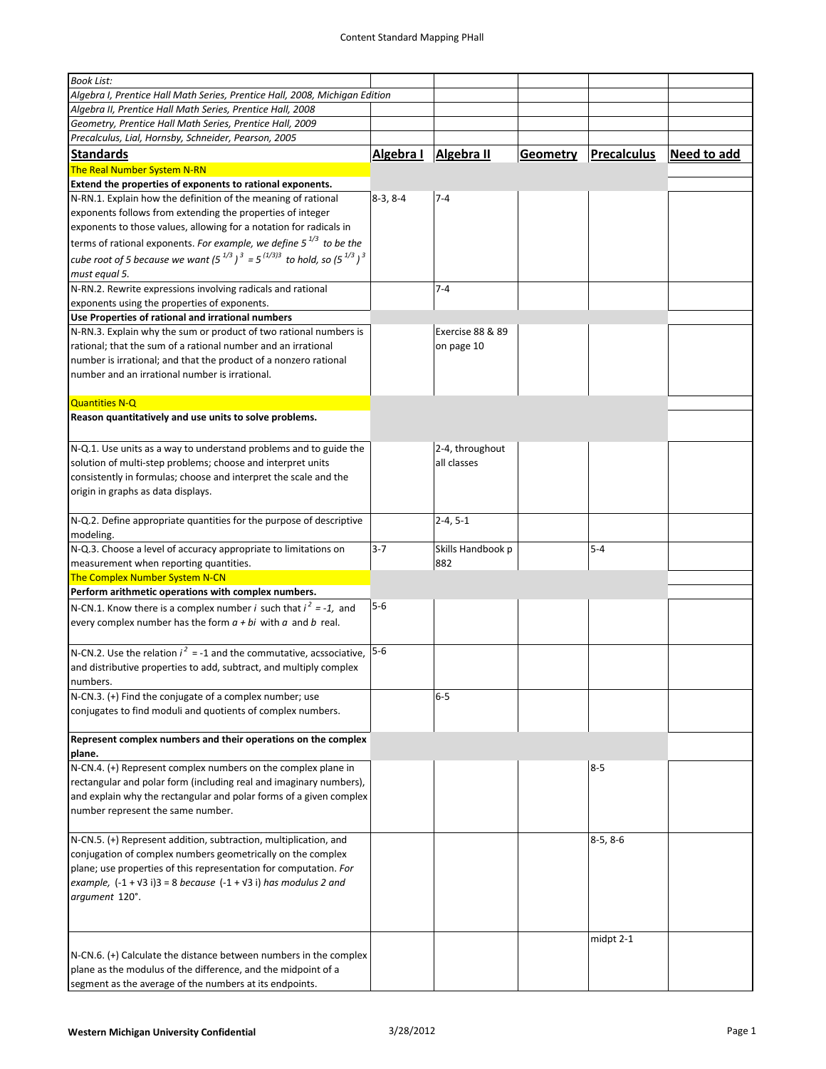# Content Standard Mapping PHall

| Book List: | | | | | |
|---|---|---|---|---|---|
| Algebra I, Prentice Hall Math Series, Prentice Hall, 2008, Michigan Edition | | | | | |
| Algebra II, Prentice Hall Math Series, Prentice Hall, 2008 | | | | | |
| Geometry, Prentice Hall Math Series, Prentice Hall, 2009 | | | | | |
| Precalculus, Lial, Hornsby, Schneider, Pearson, 2005 | | | | | |
| **Standards** | **Algebra I** | **Algebra II** | **Geometry** | **Precalculus** | **Need to add** |
| The Real Number System N-RN | | | | | |
| **Extend the properties of exponents to rational exponents.** | | | | | |
| N-RN.1. Explain how the definition of the meaning of rational exponents follows from extending the properties of integer exponents to those values, allowing for a notation for radicals in terms of rational exponents. *For example, we define $5^{1/3}$ to be the cube root of 5 because we want $(5^{1/3})^3 = 5^{(1/3)3}$ to hold, so $(5^{1/3})^3$ must equal 5.* | 8-3, 8-4 | 7-4 | | | |
| N-RN.2. Rewrite expressions involving radicals and rational exponents using the properties of exponents. | | 7-4 | | | |
| **Use Properties of rational and irrational numbers** | | | | | |
| N-RN.3. Explain why the sum or product of two rational numbers is rational; that the sum of a rational number and an irrational number is irrational; and that the product of a nonzero rational number and an irrational number is irrational. | | Exercise 88 & 89 on page 10 | | | |
| Quantities N-Q | | | | | |
| **Reason quantitatively and use units to solve problems.** | | | | | |
| N-Q.1. Use units as a way to understand problems and to guide the solution of multi-step problems; choose and interpret units consistently in formulas; choose and interpret the scale and the origin in graphs as data displays. | | 2-4, throughout all classes | | | |
| N-Q.2. Define appropriate quantities for the purpose of descriptive modeling. | | 2-4, 5-1 | | | |
| N-Q.3. Choose a level of accuracy appropriate to limitations on measurement when reporting quantities. | 3-7 | Skills Handbook p 882 | | 5-4 | |
| The Complex Number System N-CN | | | | | |
| **Perform arithmetic operations with complex numbers.** | | | | | |
| N-CN.1. Know there is a complex number $i$ such that $i^2 = -1$, and every complex number has the form $a + bi$ with $a$ and $b$ real. | 5-6 | | | | |
| N-CN.2. Use the relation $i^2 = -1$ and the commutative, acssociative, and distributive properties to add, subtract, and multiply complex numbers. | 5-6 | | | | |
| N-CN.3. (+) Find the conjugate of a complex number; use conjugates to find moduli and quotients of complex numbers. | | 6-5 | | | |
| **Represent complex numbers and their operations on the complex plane.** | | | | | |
| N-CN.4. (+) Represent complex numbers on the complex plane in rectangular and polar form (including real and imaginary numbers), and explain why the rectangular and polar forms of a given complex number represent the same number. | | | | 8-5 | |
| N-CN.5. (+) Represent addition, subtraction, multiplication, and conjugation of complex numbers geometrically on the complex plane; use properties of this representation for computation. *For example, $(-1 + \sqrt{3}\,i)3 = 8$ because $(-1 + \sqrt{3}\,i)$ has modulus 2 and argument 120°.* | | | | 8-5, 8-6 | |
| N-CN.6. (+) Calculate the distance between numbers in the complex plane as the modulus of the difference, and the midpoint of a segment as the average of the numbers at its endpoints. | | | | midpt 2-1 | |

**Western Michigan University Confidential** 3/28/2012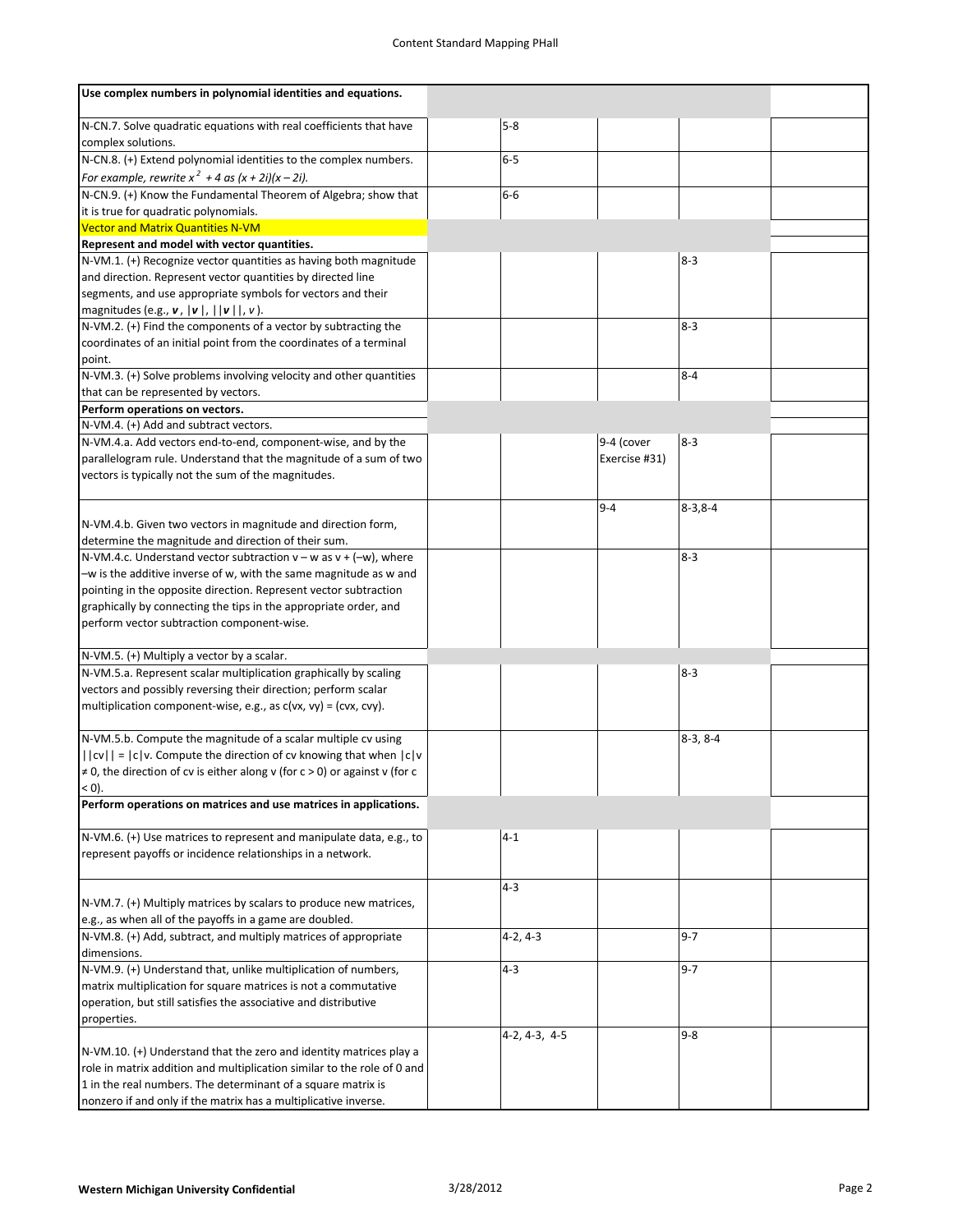| | | | | |
|---|---|---|---|---|
| **Use complex numbers in polynomial identities and equations.** | | | | |
| N-CN.7. Solve quadratic equations with real coefficients that have complex solutions. | 5-8 | | | |
| N-CN.8. (+) Extend polynomial identities to the complex numbers. *For example, rewrite* $x^2 + 4$ *as* $(x + 2i)(x - 2i)$. | 6-5 | | | |
| N-CN.9. (+) Know the Fundamental Theorem of Algebra; show that it is true for quadratic polynomials. | 6-6 | | | |
| Vector and Matrix Quantities N-VM | | | | |
| **Represent and model with vector quantities.** | | | | |
| N-VM.1. (+) Recognize vector quantities as having both magnitude and direction. Represent vector quantities by directed line segments, and use appropriate symbols for vectors and their magnitudes (e.g., $\boldsymbol{v}$, $\lvert\boldsymbol{v}\rvert$, $\lvert\lvert\boldsymbol{v}\rvert\rvert$, $v$). | | | 8-3 | |
| N-VM.2. (+) Find the components of a vector by subtracting the coordinates of an initial point from the coordinates of a terminal point. | | | 8-3 | |
| N-VM.3. (+) Solve problems involving velocity and other quantities that can be represented by vectors. | | | 8-4 | |
| **Perform operations on vectors.** | | | | |
| N-VM.4. (+) Add and subtract vectors. | | | | |
| N-VM.4.a. Add vectors end-to-end, component-wise, and by the parallelogram rule. Understand that the magnitude of a sum of two vectors is typically not the sum of the magnitudes. | | 9-4 (cover Exercise #31) | 8-3 | |
| N-VM.4.b. Given two vectors in magnitude and direction form, determine the magnitude and direction of their sum. | | 9-4 | 8-3,8-4 | |
| N-VM.4.c. Understand vector subtraction $v - w$ as $v + (-w)$, where $-w$ is the additive inverse of $w$, with the same magnitude as $w$ and pointing in the opposite direction. Represent vector subtraction graphically by connecting the tips in the appropriate order, and perform vector subtraction component-wise. | | | 8-3 | |
| N-VM.5. (+) Multiply a vector by a scalar. | | | | |
| N-VM.5.a. Represent scalar multiplication graphically by scaling vectors and possibly reversing their direction; perform scalar multiplication component-wise, e.g., as $c(vx, vy) = (cvx, cvy)$. | | | 8-3 | |
| N-VM.5.b. Compute the magnitude of a scalar multiple $cv$ using $\lvert\lvert cv\rvert\rvert = \lvert c\rvert v$. Compute the direction of $cv$ knowing that when $\lvert c\rvert v \neq 0$, the direction of $cv$ is either along $v$ (for $c > 0$) or against $v$ (for $c < 0$). | | | 8-3, 8-4 | |
| **Perform operations on matrices and use matrices in applications.** | | | | |
| N-VM.6. (+) Use matrices to represent and manipulate data, e.g., to represent payoffs or incidence relationships in a network. | 4-1 | | | |
| N-VM.7. (+) Multiply matrices by scalars to produce new matrices, e.g., as when all of the payoffs in a game are doubled. | 4-3 | | | |
| N-VM.8. (+) Add, subtract, and multiply matrices of appropriate dimensions. | 4-2, 4-3 | | 9-7 | |
| N-VM.9. (+) Understand that, unlike multiplication of numbers, matrix multiplication for square matrices is not a commutative operation, but still satisfies the associative and distributive properties. | 4-3 | | 9-7 | |
| N-VM.10. (+) Understand that the zero and identity matrices play a role in matrix addition and multiplication similar to the role of 0 and 1 in the real numbers. The determinant of a square matrix is nonzero if and only if the matrix has a multiplicative inverse. | 4-2, 4-3, 4-5 | | 9-8 | |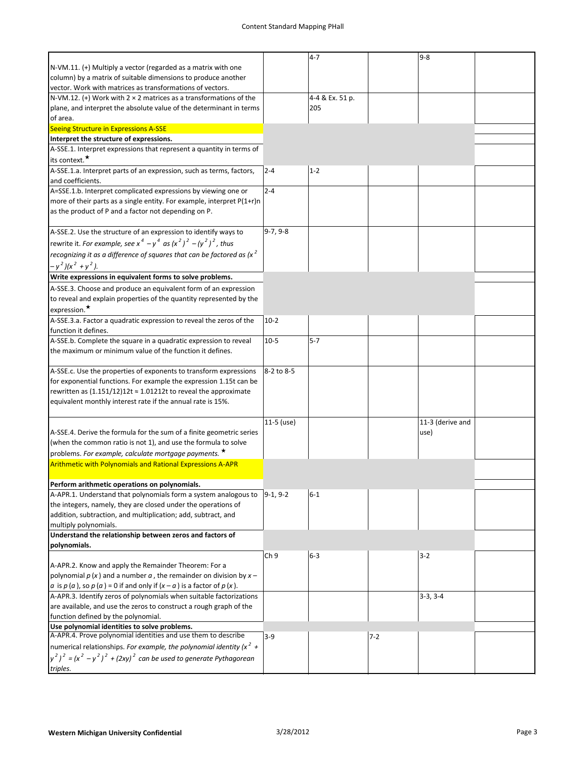| | | | | | |
|---|---|---|---|---|---|
| N-VM.11. (+) Multiply a vector (regarded as a matrix with one column) by a matrix of suitable dimensions to produce another vector. Work with matrices as transformations of vectors. | | 4-7 | | 9-8 | |
| N-VM.12. (+) Work with 2 × 2 matrices as a transformations of the plane, and interpret the absolute value of the determinant in terms of area. | | 4-4 & Ex. 51 p. 205 | | | |
| Seeing Structure in Expressions A-SSE | | | | | |
| **Interpret the structure of expressions.** | | | | | |
| A-SSE.1. Interpret expressions that represent a quantity in terms of its context.★ | | | | | |
| A-SSE.1.a. Interpret parts of an expression, such as terms, factors, and coefficients. | 2-4 | 1-2 | | | |
| A=SSE.1.b. Interpret complicated expressions by viewing one or more of their parts as a single entity. For example, interpret P(1+r)n as the product of P and a factor not depending on P. | 2-4 | | | | |
| A-SSE.2. Use the structure of an expression to identify ways to rewrite it. *For example, see $x^4 - y^4$ as $(x^2)^2 - (y^2)^2$, thus recognizing it as a difference of squares that can be factored as $(x^2 - y^2)(x^2 + y^2)$.* | 9-7, 9-8 | | | | |
| **Write expressions in equivalent forms to solve problems.** | | | | | |
| A-SSE.3. Choose and produce an equivalent form of an expression to reveal and explain properties of the quantity represented by the expression.★ | | | | | |
| A-SSE.3.a. Factor a quadratic expression to reveal the zeros of the function it defines. | 10-2 | | | | |
| A-SSE.b. Complete the square in a quadratic expression to reveal the maximum or minimum value of the function it defines. | 10-5 | 5-7 | | | |
| A-SSE.c. Use the properties of exponents to transform expressions for exponential functions. For example the expression 1.15t can be rewritten as (1.151/12)12t ≈ 1.01212t to reveal the approximate equivalent monthly interest rate if the annual rate is 15%. | 8-2 to 8-5 | | | | |
| A-SSE.4. Derive the formula for the sum of a finite geometric series (when the common ratio is not 1), and use the formula to solve problems. *For example, calculate mortgage payments.* ★ | 11-5 (use) | | | 11-3 (derive and use) | |
| Arithmetic with Polynomials and Rational Expressions A-APR | | | | | |
| **Perform arithmetic operations on polynomials.** | | | | | |
| A-APR.1. Understand that polynomials form a system analogous to the integers, namely, they are closed under the operations of addition, subtraction, and multiplication; add, subtract, and multiply polynomials. | 9-1, 9-2 | 6-1 | | | |
| **Understand the relationship between zeros and factors of polynomials.** | | | | | |
| A-APR.2. Know and apply the Remainder Theorem: For a polynomial $p(x)$ and a number $a$, the remainder on division by $x - a$ is $p(a)$, so $p(a) = 0$ if and only if $(x - a)$ is a factor of $p(x)$. | Ch 9 | 6-3 | | 3-2 | |
| A-APR.3. Identify zeros of polynomials when suitable factorizations are available, and use the zeros to construct a rough graph of the function defined by the polynomial. | | | | 3-3, 3-4 | |
| **Use polynomial identities to solve problems.** | | | | | |
| A-APR.4. Prove polynomial identities and use them to describe numerical relationships. *For example, the polynomial identity $(x^2 + y^2)^2 = (x^2 - y^2)^2 + (2xy)^2$ can be used to generate Pythagorean triples.* | 3-9 | | 7-2 | | |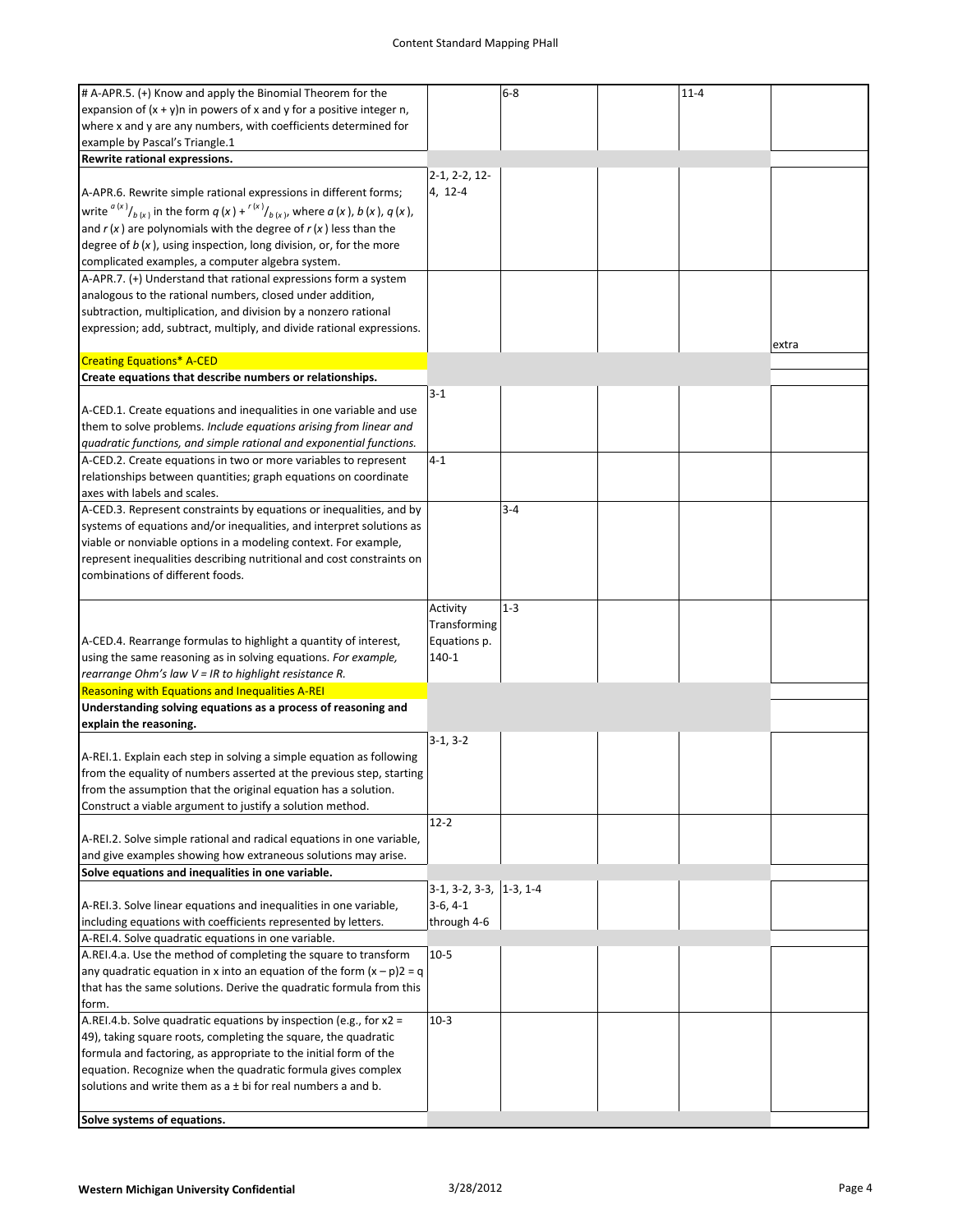| Standard | | | | | |
|---|---|---|---|---|---|
| # A-APR.5. (+) Know and apply the Binomial Theorem for the expansion of $(x + y)^n$ in powers of x and y for a positive integer n, where x and y are any numbers, with coefficients determined for example by Pascal's Triangle.1 | | 6-8 | | 11-4 | |
| **Rewrite rational expressions.** | | | | | |
| A-APR.6. Rewrite simple rational expressions in different forms; write $a(x)/b(x)$ in the form $q(x) + r(x)/b(x)$, where $a(x)$, $b(x)$, $q(x)$, and $r(x)$ are polynomials with the degree of $r(x)$ less than the degree of $b(x)$, using inspection, long division, or, for the more complicated examples, a computer algebra system. | 2-1, 2-2, 12-4, 12-4 | | | | |
| A-APR.7. (+) Understand that rational expressions form a system analogous to the rational numbers, closed under addition, subtraction, multiplication, and division by a nonzero rational expression; add, subtract, multiply, and divide rational expressions. | | | | | extra |
| Creating Equations* A-CED | | | | | |
| **Create equations that describe numbers or relationships.** | | | | | |
| A-CED.1. Create equations and inequalities in one variable and use them to solve problems. *Include equations arising from linear and quadratic functions, and simple rational and exponential functions.* | 3-1 | | | | |
| A-CED.2. Create equations in two or more variables to represent relationships between quantities; graph equations on coordinate axes with labels and scales. | 4-1 | | | | |
| A-CED.3. Represent constraints by equations or inequalities, and by systems of equations and/or inequalities, and interpret solutions as viable or nonviable options in a modeling context. For example, represent inequalities describing nutritional and cost constraints on combinations of different foods. | | 3-4 | | | |
| A-CED.4. Rearrange formulas to highlight a quantity of interest, using the same reasoning as in solving equations. *For example, rearrange Ohm's law V = IR to highlight resistance R.* | Activity Transforming Equations p. 140-1 | 1-3 | | | |
| Reasoning with Equations and Inequalities A-REI | | | | | |
| **Understanding solving equations as a process of reasoning and explain the reasoning.** | | | | | |
| A-REI.1. Explain each step in solving a simple equation as following from the equality of numbers asserted at the previous step, starting from the assumption that the original equation has a solution. Construct a viable argument to justify a solution method. | 3-1, 3-2 | | | | |
| A-REI.2. Solve simple rational and radical equations in one variable, and give examples showing how extraneous solutions may arise. | 12-2 | | | | |
| **Solve equations and inequalities in one variable.** | | | | | |
| A-REI.3. Solve linear equations and inequalities in one variable, including equations with coefficients represented by letters. | 3-1, 3-2, 3-3, 3-6, 4-1 through 4-6 | 1-3, 1-4 | | | |
| A-REI.4. Solve quadratic equations in one variable. | | | | | |
| A.REI.4.a. Use the method of completing the square to transform any quadratic equation in x into an equation of the form $(x – p)2 = q$ that has the same solutions. Derive the quadratic formula from this form. | 10-5 | | | | |
| A.REI.4.b. Solve quadratic equations by inspection (e.g., for x2 = 49), taking square roots, completing the square, the quadratic formula and factoring, as appropriate to the initial form of the equation. Recognize when the quadratic formula gives complex solutions and write them as a ± bi for real numbers a and b. | 10-3 | | | | |
| **Solve systems of equations.** | | | | | |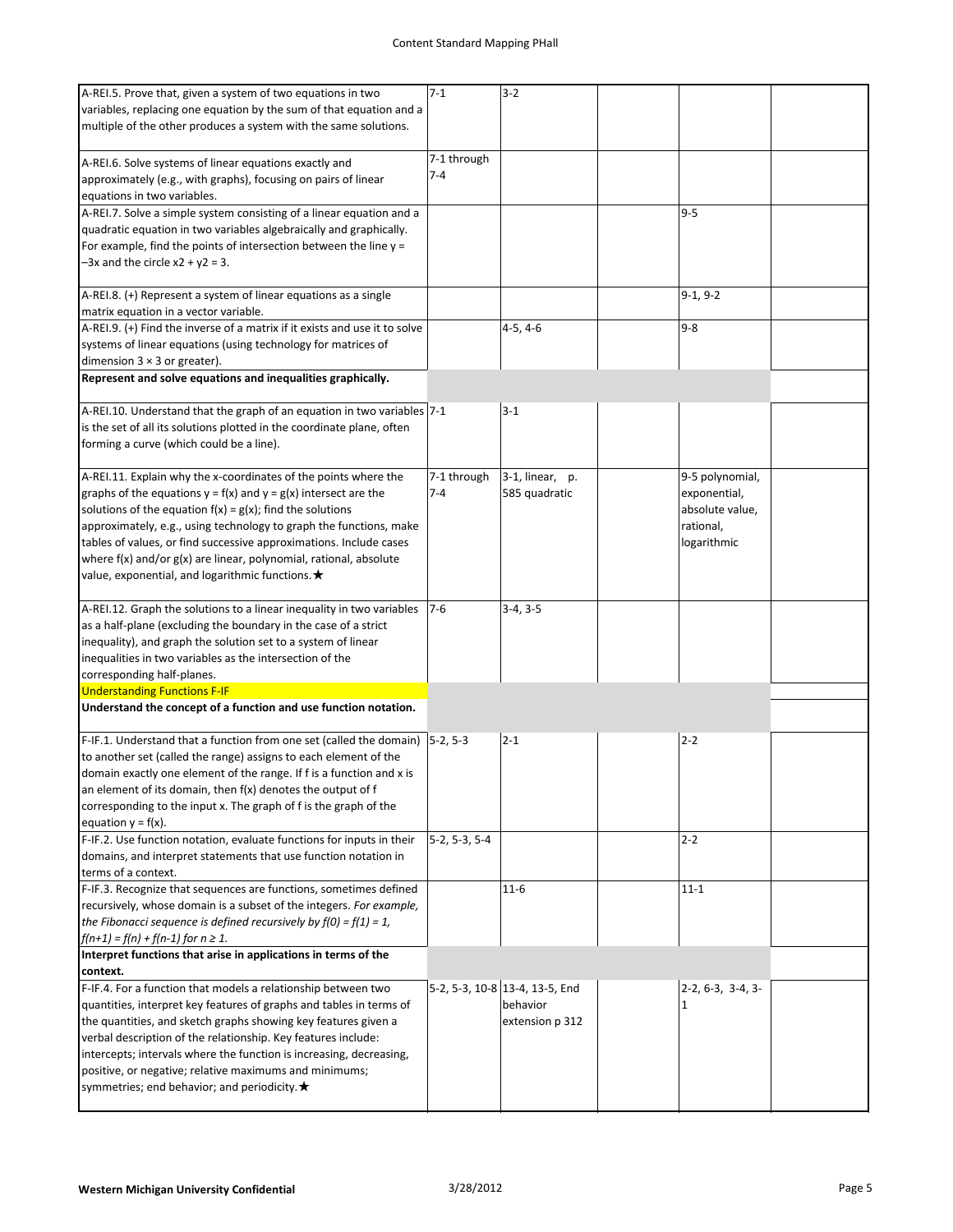| | | | | | |
|---|---|---|---|---|---|
| A-REI.5. Prove that, given a system of two equations in two variables, replacing one equation by the sum of that equation and a multiple of the other produces a system with the same solutions. | 7-1 | 3-2 | | | |
| A-REI.6. Solve systems of linear equations exactly and approximately (e.g., with graphs), focusing on pairs of linear equations in two variables. | 7-1 through 7-4 | | | | |
| A-REI.7. Solve a simple system consisting of a linear equation and a quadratic equation in two variables algebraically and graphically. For example, find the points of intersection between the line $y = -3x$ and the circle $x2 + y2 = 3$. | | | | 9-5 | |
| A-REI.8. (+) Represent a system of linear equations as a single matrix equation in a vector variable. | | | | 9-1, 9-2 | |
| A-REI.9. (+) Find the inverse of a matrix if it exists and use it to solve systems of linear equations (using technology for matrices of dimension 3 × 3 or greater). | | 4-5, 4-6 | | 9-8 | |
| **Represent and solve equations and inequalities graphically.** | | | | | |
| A-REI.10. Understand that the graph of an equation in two variables is the set of all its solutions plotted in the coordinate plane, often forming a curve (which could be a line). | 7-1 | 3-1 | | | |
| A-REI.11. Explain why the x-coordinates of the points where the graphs of the equations $y = f(x)$ and $y = g(x)$ intersect are the solutions of the equation $f(x) = g(x)$; find the solutions approximately, e.g., using technology to graph the functions, make tables of values, or find successive approximations. Include cases where $f(x)$ and/or $g(x)$ are linear, polynomial, rational, absolute value, exponential, and logarithmic functions.★ | 7-1 through 7-4 | 3-1, linear, p. 585 quadratic | | 9-5 polynomial, exponential, absolute value, rational, logarithmic | |
| A-REI.12. Graph the solutions to a linear inequality in two variables as a half-plane (excluding the boundary in the case of a strict inequality), and graph the solution set to a system of linear inequalities in two variables as the intersection of the corresponding half-planes. | 7-6 | 3-4, 3-5 | | | |
| Understanding Functions F-IF | | | | | |
| **Understand the concept of a function and use function notation.** | | | | | |
| F-IF.1. Understand that a function from one set (called the domain) to another set (called the range) assigns to each element of the domain exactly one element of the range. If f is a function and x is an element of its domain, then $f(x)$ denotes the output of f corresponding to the input x. The graph of f is the graph of the equation $y = f(x)$. | 5-2, 5-3 | 2-1 | | 2-2 | |
| F-IF.2. Use function notation, evaluate functions for inputs in their domains, and interpret statements that use function notation in terms of a context. | 5-2, 5-3, 5-4 | | | 2-2 | |
| F-IF.3. Recognize that sequences are functions, sometimes defined recursively, whose domain is a subset of the integers. *For example, the Fibonacci sequence is defined recursively by $f(0) = f(1) = 1$, $f(n+1) = f(n) + f(n-1)$ for $n \geq 1$.* | | 11-6 | | 11-1 | |
| **Interpret functions that arise in applications in terms of the context.** | | | | | |
| F-IF.4. For a function that models a relationship between two quantities, interpret key features of graphs and tables in terms of the quantities, and sketch graphs showing key features given a verbal description of the relationship. Key features include: intercepts; intervals where the function is increasing, decreasing, positive, or negative; relative maximums and minimums; symmetries; end behavior; and periodicity.★ | 5-2, 5-3, 10-8 | 13-4, 13-5, End behavior extension p 312 | | 2-2, 6-3, 3-4, 3-1 | |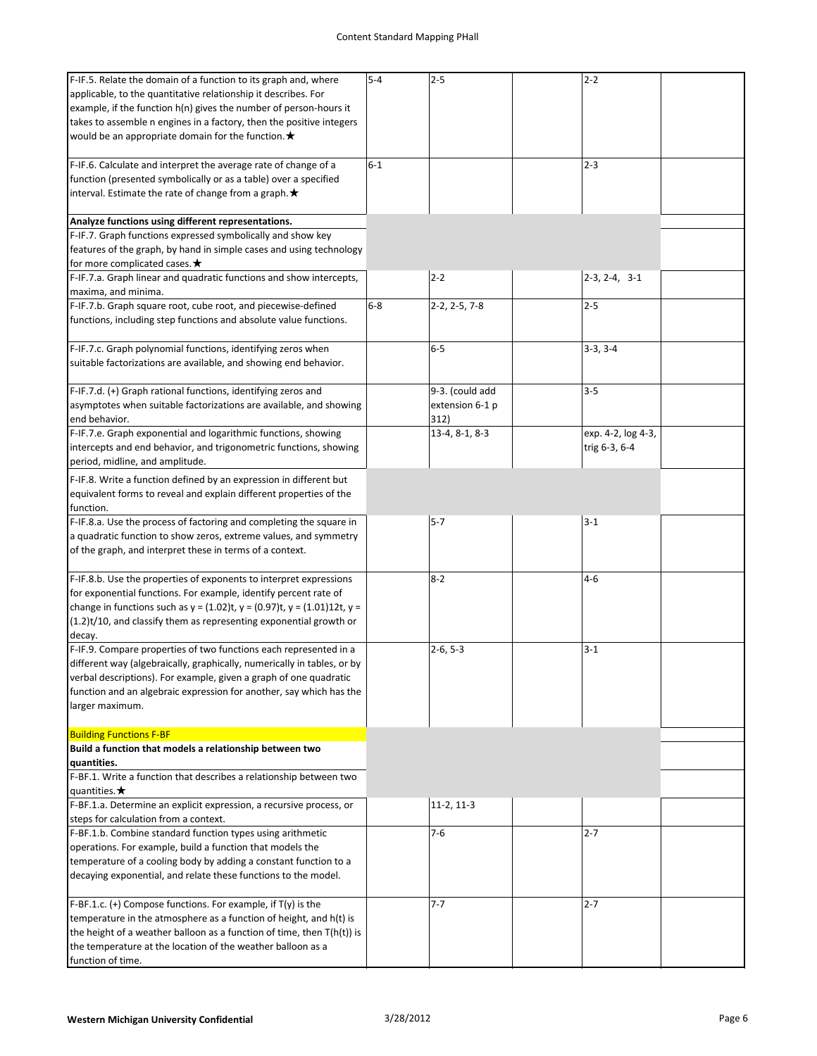| | | | | | |
|---|---|---|---|---|---|
| F-IF.5. Relate the domain of a function to its graph and, where applicable, to the quantitative relationship it describes. For example, if the function h(n) gives the number of person-hours it takes to assemble n engines in a factory, then the positive integers would be an appropriate domain for the function.★ | 5-4 | 2-5 | | 2-2 | |
| F-IF.6. Calculate and interpret the average rate of change of a function (presented symbolically or as a table) over a specified interval. Estimate the rate of change from a graph.★ | 6-1 | | | 2-3 | |
| **Analyze functions using different representations.** | | | | | |
| F-IF.7. Graph functions expressed symbolically and show key features of the graph, by hand in simple cases and using technology for more complicated cases.★ | | | | | |
| F-IF.7.a. Graph linear and quadratic functions and show intercepts, maxima, and minima. | | 2-2 | | 2-3, 2-4, 3-1 | |
| F-IF.7.b. Graph square root, cube root, and piecewise-defined functions, including step functions and absolute value functions. | 6-8 | 2-2, 2-5, 7-8 | | 2-5 | |
| F-IF.7.c. Graph polynomial functions, identifying zeros when suitable factorizations are available, and showing end behavior. | | 6-5 | | 3-3, 3-4 | |
| F-IF.7.d. (+) Graph rational functions, identifying zeros and asymptotes when suitable factorizations are available, and showing end behavior. | | 9-3. (could add extension 6-1 p 312) | | 3-5 | |
| F-IF.7.e. Graph exponential and logarithmic functions, showing intercepts and end behavior, and trigonometric functions, showing period, midline, and amplitude. | | 13-4, 8-1, 8-3 | | exp. 4-2, log 4-3, trig 6-3, 6-4 | |
| F-IF.8. Write a function defined by an expression in different but equivalent forms to reveal and explain different properties of the function. | | | | | |
| F-IF.8.a. Use the process of factoring and completing the square in a quadratic function to show zeros, extreme values, and symmetry of the graph, and interpret these in terms of a context. | | 5-7 | | 3-1 | |
| F-IF.8.b. Use the properties of exponents to interpret expressions for exponential functions. For example, identify percent rate of change in functions such as y = (1.02)t, y = (0.97)t, y = (1.01)12t, y = (1.2)t/10, and classify them as representing exponential growth or decay. | | 8-2 | | 4-6 | |
| F-IF.9. Compare properties of two functions each represented in a different way (algebraically, graphically, numerically in tables, or by verbal descriptions). For example, given a graph of one quadratic function and an algebraic expression for another, say which has the larger maximum. | | 2-6, 5-3 | | 3-1 | |
| Building Functions F-BF | | | | | |
| **Build a function that models a relationship between two quantities.** | | | | | |
| F-BF.1. Write a function that describes a relationship between two quantities.★ | | | | | |
| F-BF.1.a. Determine an explicit expression, a recursive process, or steps for calculation from a context. | | 11-2, 11-3 | | | |
| F-BF.1.b. Combine standard function types using arithmetic operations. For example, build a function that models the temperature of a cooling body by adding a constant function to a decaying exponential, and relate these functions to the model. | | 7-6 | | 2-7 | |
| F-BF.1.c. (+) Compose functions. For example, if T(y) is the temperature in the atmosphere as a function of height, and h(t) is the height of a weather balloon as a function of time, then T(h(t)) is the temperature at the location of the weather balloon as a function of time. | | 7-7 | | 2-7 | |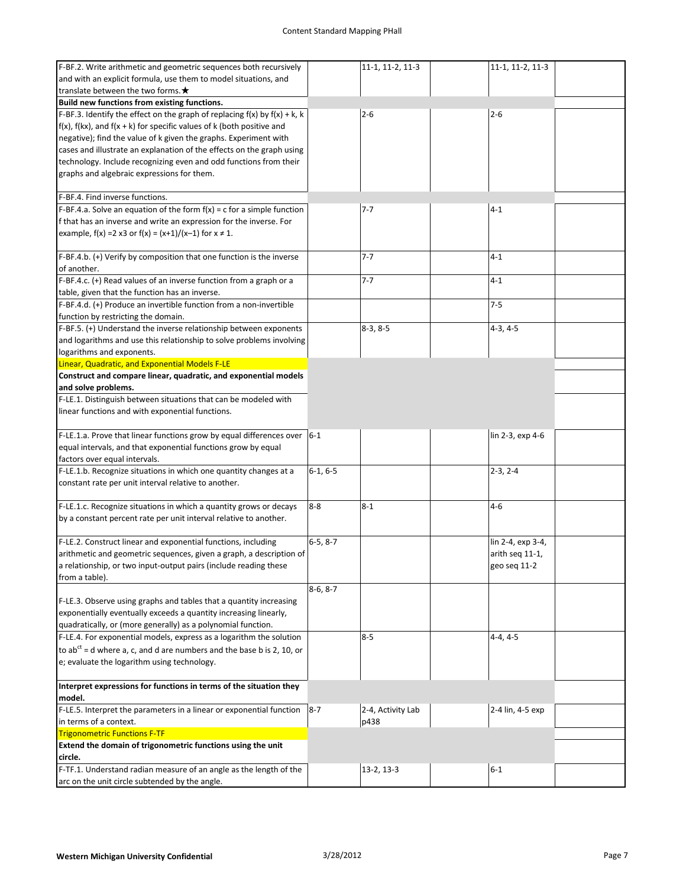| | | | | | |
|---|---|---|---|---|---|
| F-BF.2. Write arithmetic and geometric sequences both recursively and with an explicit formula, use them to model situations, and translate between the two forms.★ | | 11-1, 11-2, 11-3 | | 11-1, 11-2, 11-3 | |
| **Build new functions from existing functions.** | | | | | |
| F-BF.3. Identify the effect on the graph of replacing f(x) by f(x) + k, k f(x), f(kx), and f(x + k) for specific values of k (both positive and negative); find the value of k given the graphs. Experiment with cases and illustrate an explanation of the effects on the graph using technology. Include recognizing even and odd functions from their graphs and algebraic expressions for them. | | 2-6 | | 2-6 | |
| F-BF.4. Find inverse functions. | | | | | |
| F-BF.4.a. Solve an equation of the form f(x) = c for a simple function f that has an inverse and write an expression for the inverse. For example, f(x) =2 x3 or f(x) = (x+1)/(x–1) for x ≠ 1. | | 7-7 | | 4-1 | |
| F-BF.4.b. (+) Verify by composition that one function is the inverse of another. | | 7-7 | | 4-1 | |
| F-BF.4.c. (+) Read values of an inverse function from a graph or a table, given that the function has an inverse. | | 7-7 | | 4-1 | |
| F-BF.4.d. (+) Produce an invertible function from a non-invertible function by restricting the domain. | | | | 7-5 | |
| F-BF.5. (+) Understand the inverse relationship between exponents and logarithms and use this relationship to solve problems involving logarithms and exponents. | | 8-3, 8-5 | | 4-3, 4-5 | |
| Linear, Quadratic, and Exponential Models F-LE | | | | | |
| **Construct and compare linear, quadratic, and exponential models and solve problems.** | | | | | |
| F-LE.1. Distinguish between situations that can be modeled with linear functions and with exponential functions. | | | | | |
| F-LE.1.a. Prove that linear functions grow by equal differences over equal intervals, and that exponential functions grow by equal factors over equal intervals. | 6-1 | | | lin 2-3, exp 4-6 | |
| F-LE.1.b. Recognize situations in which one quantity changes at a constant rate per unit interval relative to another. | 6-1, 6-5 | | | 2-3, 2-4 | |
| F-LE.1.c. Recognize situations in which a quantity grows or decays by a constant percent rate per unit interval relative to another. | 8-8 | 8-1 | | 4-6 | |
| F-LE.2. Construct linear and exponential functions, including arithmetic and geometric sequences, given a graph, a description of a relationship, or two input-output pairs (include reading these from a table). | 6-5, 8-7 | | | lin 2-4, exp 3-4, arith seq 11-1, geo seq 11-2 | |
| F-LE.3. Observe using graphs and tables that a quantity increasing exponentially eventually exceeds a quantity increasing linearly, quadratically, or (more generally) as a polynomial function. | 8-6, 8-7 | | | | |
| F-LE.4. For exponential models, express as a logarithm the solution to $ab^{ct} = d$ where a, c, and d are numbers and the base b is 2, 10, or e; evaluate the logarithm using technology. | | 8-5 | | 4-4, 4-5 | |
| **Interpret expressions for functions in terms of the situation they model.** | | | | | |
| F-LE.5. Interpret the parameters in a linear or exponential function in terms of a context. | 8-7 | 2-4, Activity Lab p438 | | 2-4 lin, 4-5 exp | |
| Trigonometric Functions F-TF | | | | | |
| **Extend the domain of trigonometric functions using the unit circle.** | | | | | |
| F-TF.1. Understand radian measure of an angle as the length of the arc on the unit circle subtended by the angle. | | 13-2, 13-3 | | 6-1 | |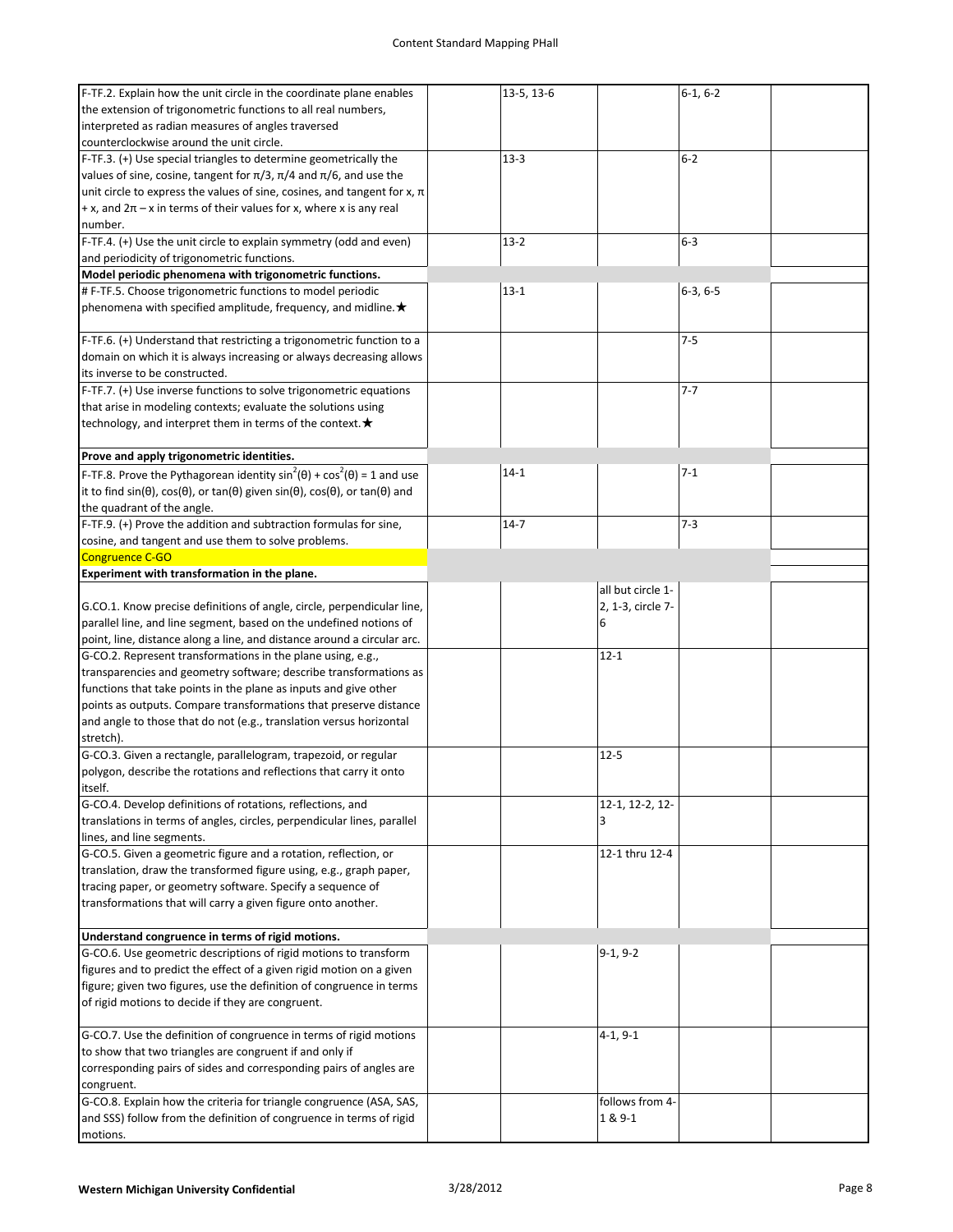| | | | | | |
|---|---|---|---|---|---|
| F-TF.2. Explain how the unit circle in the coordinate plane enables the extension of trigonometric functions to all real numbers, interpreted as radian measures of angles traversed counterclockwise around the unit circle. | | 13-5, 13-6 | | 6-1, 6-2 | |
| F-TF.3. (+) Use special triangles to determine geometrically the values of sine, cosine, tangent for $\pi/3$, $\pi/4$ and $\pi/6$, and use the unit circle to express the values of sine, cosines, and tangent for x, $\pi$ + x, and $2\pi$ – x in terms of their values for x, where x is any real number. | | 13-3 | | 6-2 | |
| F-TF.4. (+) Use the unit circle to explain symmetry (odd and even) and periodicity of trigonometric functions. | | 13-2 | | 6-3 | |
| **Model periodic phenomena with trigonometric functions.** | | | | | |
| # F-TF.5. Choose trigonometric functions to model periodic phenomena with specified amplitude, frequency, and midline.★ | | 13-1 | | 6-3, 6-5 | |
| F-TF.6. (+) Understand that restricting a trigonometric function to a domain on which it is always increasing or always decreasing allows its inverse to be constructed. | | | | 7-5 | |
| F-TF.7. (+) Use inverse functions to solve trigonometric equations that arise in modeling contexts; evaluate the solutions using technology, and interpret them in terms of the context.★ | | | | 7-7 | |
| **Prove and apply trigonometric identities.** | | | | | |
| F-TF.8. Prove the Pythagorean identity $\sin^2(\theta) + \cos^2(\theta) = 1$ and use it to find $\sin(\theta)$, $\cos(\theta)$, or $\tan(\theta)$ given $\sin(\theta)$, $\cos(\theta)$, or $\tan(\theta)$ and the quadrant of the angle. | | 14-1 | | 7-1 | |
| F-TF.9. (+) Prove the addition and subtraction formulas for sine, cosine, and tangent and use them to solve problems. | | 14-7 | | 7-3 | |
| Congruence C-GO | | | | | |
| **Experiment with transformation in the plane.** | | | | | |
| G.CO.1. Know precise definitions of angle, circle, perpendicular line, parallel line, and line segment, based on the undefined notions of point, line, distance along a line, and distance around a circular arc. | | | all but circle 1-2, 1-3, circle 7-6 | | |
| G-CO.2. Represent transformations in the plane using, e.g., transparencies and geometry software; describe transformations as functions that take points in the plane as inputs and give other points as outputs. Compare transformations that preserve distance and angle to those that do not (e.g., translation versus horizontal stretch). | | | 12-1 | | |
| G-CO.3. Given a rectangle, parallelogram, trapezoid, or regular polygon, describe the rotations and reflections that carry it onto itself. | | | 12-5 | | |
| G-CO.4. Develop definitions of rotations, reflections, and translations in terms of angles, circles, perpendicular lines, parallel lines, and line segments. | | | 12-1, 12-2, 12-3 | | |
| G-CO.5. Given a geometric figure and a rotation, reflection, or translation, draw the transformed figure using, e.g., graph paper, tracing paper, or geometry software. Specify a sequence of transformations that will carry a given figure onto another. | | | 12-1 thru 12-4 | | |
| **Understand congruence in terms of rigid motions.** | | | | | |
| G-CO.6. Use geometric descriptions of rigid motions to transform figures and to predict the effect of a given rigid motion on a given figure; given two figures, use the definition of congruence in terms of rigid motions to decide if they are congruent. | | | 9-1, 9-2 | | |
| G-CO.7. Use the definition of congruence in terms of rigid motions to show that two triangles are congruent if and only if corresponding pairs of sides and corresponding pairs of angles are congruent. | | | 4-1, 9-1 | | |
| G-CO.8. Explain how the criteria for triangle congruence (ASA, SAS, and SSS) follow from the definition of congruence in terms of rigid motions. | | | follows from 4-1 & 9-1 | | |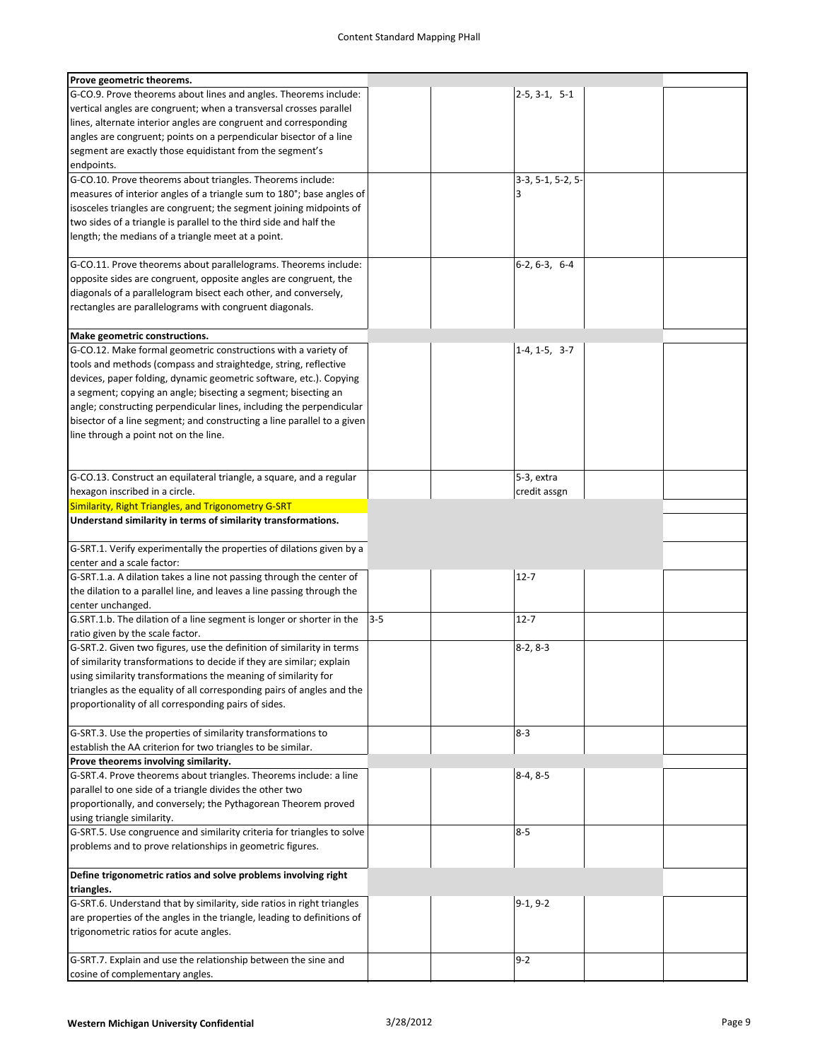| Prove geometric theorems. | | | | | |
|---|---|---|---|---|---|
| G-CO.9. Prove theorems about lines and angles. Theorems include: vertical angles are congruent; when a transversal crosses parallel lines, alternate interior angles are congruent and corresponding angles are congruent; points on a perpendicular bisector of a line segment are exactly those equidistant from the segment's endpoints. | | | 2-5, 3-1, 5-1 | | |
| G-CO.10. Prove theorems about triangles. Theorems include: measures of interior angles of a triangle sum to 180°; base angles of isosceles triangles are congruent; the segment joining midpoints of two sides of a triangle is parallel to the third side and half the length; the medians of a triangle meet at a point. | | | 3-3, 5-1, 5-2, 5-3 | | |
| G-CO.11. Prove theorems about parallelograms. Theorems include: opposite sides are congruent, opposite angles are congruent, the diagonals of a parallelogram bisect each other, and conversely, rectangles are parallelograms with congruent diagonals. | | | 6-2, 6-3, 6-4 | | |
| **Make geometric constructions.** | | | | | |
| G-CO.12. Make formal geometric constructions with a variety of tools and methods (compass and straightedge, string, reflective devices, paper folding, dynamic geometric software, etc.). Copying a segment; copying an angle; bisecting a segment; bisecting an angle; constructing perpendicular lines, including the perpendicular bisector of a line segment; and constructing a line parallel to a given line through a point not on the line. | | | 1-4, 1-5, 3-7 | | |
| G-CO.13. Construct an equilateral triangle, a square, and a regular hexagon inscribed in a circle. | | | 5-3, extra credit assgn | | |
| Similarity, Right Triangles, and Trigonometry G-SRT | | | | | |
| **Understand similarity in terms of similarity transformations.** | | | | | |
| G-SRT.1. Verify experimentally the properties of dilations given by a center and a scale factor: | | | | | |
| G-SRT.1.a. A dilation takes a line not passing through the center of the dilation to a parallel line, and leaves a line passing through the center unchanged. | | | 12-7 | | |
| G.SRT.1.b. The dilation of a line segment is longer or shorter in the ratio given by the scale factor. | 3-5 | | 12-7 | | |
| G-SRT.2. Given two figures, use the definition of similarity in terms of similarity transformations to decide if they are similar; explain using similarity transformations the meaning of similarity for triangles as the equality of all corresponding pairs of angles and the proportionality of all corresponding pairs of sides. | | | 8-2, 8-3 | | |
| G-SRT.3. Use the properties of similarity transformations to establish the AA criterion for two triangles to be similar. | | | 8-3 | | |
| **Prove theorems involving similarity.** | | | | | |
| G-SRT.4. Prove theorems about triangles. Theorems include: a line parallel to one side of a triangle divides the other two proportionally, and conversely; the Pythagorean Theorem proved using triangle similarity. | | | 8-4, 8-5 | | |
| G-SRT.5. Use congruence and similarity criteria for triangles to solve problems and to prove relationships in geometric figures. | | | 8-5 | | |
| **Define trigonometric ratios and solve problems involving right triangles.** | | | | | |
| G-SRT.6. Understand that by similarity, side ratios in right triangles are properties of the angles in the triangle, leading to definitions of trigonometric ratios for acute angles. | | | 9-1, 9-2 | | |
| G-SRT.7. Explain and use the relationship between the sine and cosine of complementary angles. | | | 9-2 | | |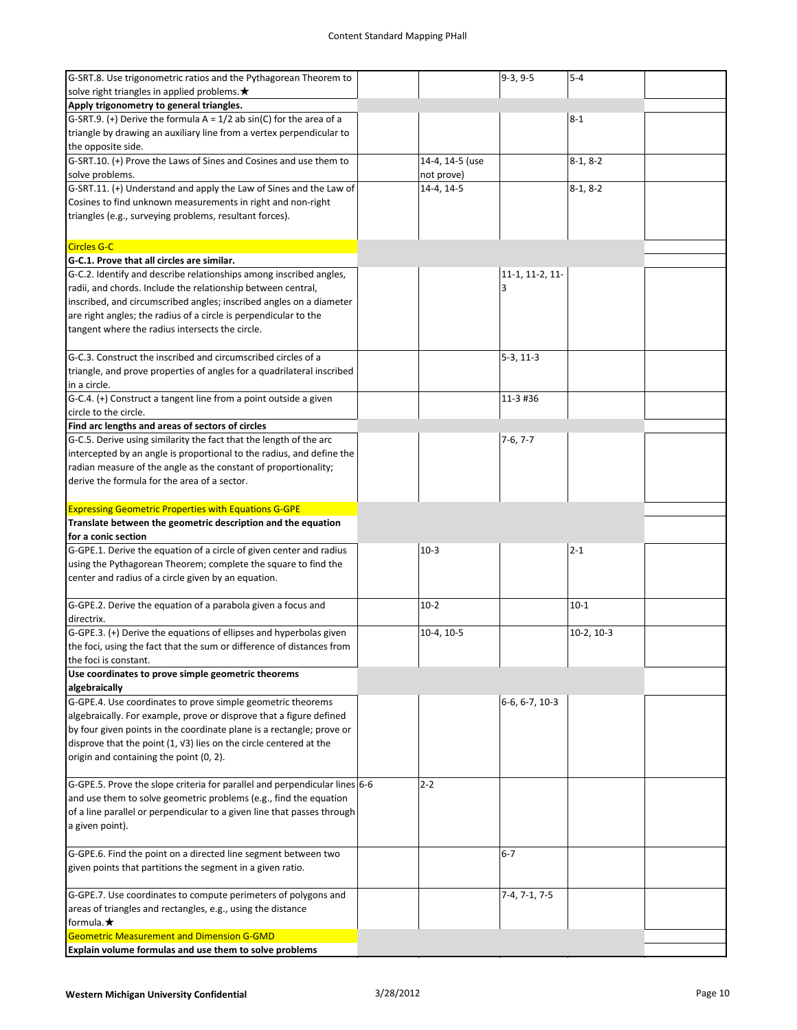| | | | | | |
|---|---|---|---|---|---|
| G-SRT.8. Use trigonometric ratios and the Pythagorean Theorem to solve right triangles in applied problems.★ | | | 9-3, 9-5 | 5-4 | |
| **Apply trigonometry to general triangles.** | | | | | |
| G-SRT.9. (+) Derive the formula A = 1/2 ab sin(C) for the area of a triangle by drawing an auxiliary line from a vertex perpendicular to the opposite side. | | | | 8-1 | |
| G-SRT.10. (+) Prove the Laws of Sines and Cosines and use them to solve problems. | | 14-4, 14-5 (use not prove) | | 8-1, 8-2 | |
| G-SRT.11. (+) Understand and apply the Law of Sines and the Law of Cosines to find unknown measurements in right and non-right triangles (e.g., surveying problems, resultant forces). | | 14-4, 14-5 | | 8-1, 8-2 | |
| Circles G-C | | | | | |
| **G-C.1. Prove that all circles are similar.** | | | | | |
| G-C.2. Identify and describe relationships among inscribed angles, radii, and chords. Include the relationship between central, inscribed, and circumscribed angles; inscribed angles on a diameter are right angles; the radius of a circle is perpendicular to the tangent where the radius intersects the circle. | | | 11-1, 11-2, 11-3 | | |
| G-C.3. Construct the inscribed and circumscribed circles of a triangle, and prove properties of angles for a quadrilateral inscribed in a circle. | | | 5-3, 11-3 | | |
| G-C.4. (+) Construct a tangent line from a point outside a given circle to the circle. | | | 11-3 #36 | | |
| **Find arc lengths and areas of sectors of circles** | | | | | |
| G-C.5. Derive using similarity the fact that the length of the arc intercepted by an angle is proportional to the radius, and define the radian measure of the angle as the constant of proportionality; derive the formula for the area of a sector. | | | 7-6, 7-7 | | |
| Expressing Geometric Properties with Equations G-GPE | | | | | |
| **Translate between the geometric description and the equation for a conic section** | | | | | |
| G-GPE.1. Derive the equation of a circle of given center and radius using the Pythagorean Theorem; complete the square to find the center and radius of a circle given by an equation. | | 10-3 | | 2-1 | |
| G-GPE.2. Derive the equation of a parabola given a focus and directrix. | | 10-2 | | 10-1 | |
| G-GPE.3. (+) Derive the equations of ellipses and hyperbolas given the foci, using the fact that the sum or difference of distances from the foci is constant. | | 10-4, 10-5 | | 10-2, 10-3 | |
| **Use coordinates to prove simple geometric theorems algebraically** | | | | | |
| G-GPE.4. Use coordinates to prove simple geometric theorems algebraically. For example, prove or disprove that a figure defined by four given points in the coordinate plane is a rectangle; prove or disprove that the point (1, √3) lies on the circle centered at the origin and containing the point (0, 2). | | | 6-6, 6-7, 10-3 | | |
| G-GPE.5. Prove the slope criteria for parallel and perpendicular lines and use them to solve geometric problems (e.g., find the equation of a line parallel or perpendicular to a given line that passes through a given point). | 6-6 | 2-2 | | | |
| G-GPE.6. Find the point on a directed line segment between two given points that partitions the segment in a given ratio. | | | 6-7 | | |
| G-GPE.7. Use coordinates to compute perimeters of polygons and areas of triangles and rectangles, e.g., using the distance formula.★ | | | 7-4, 7-1, 7-5 | | |
| Geometric Measurement and Dimension G-GMD | | | | | |
| **Explain volume formulas and use them to solve problems** | | | | | |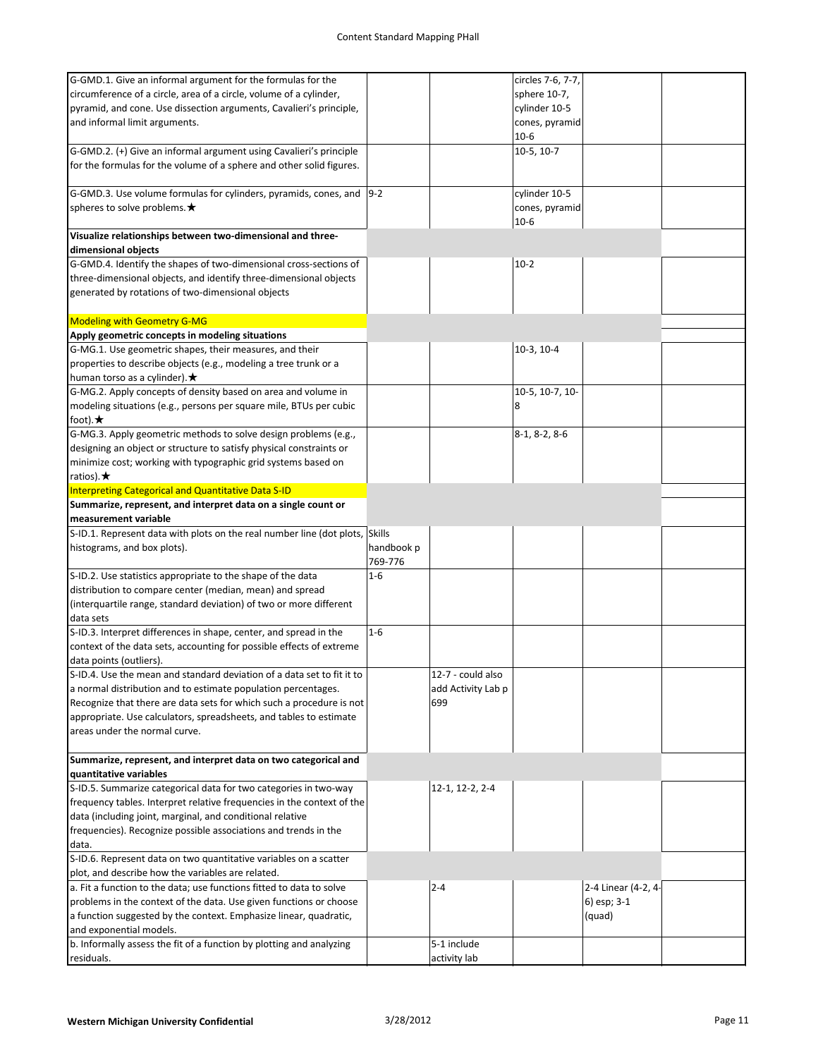| | | | | | |
|---|---|---|---|---|---|
| G-GMD.1. Give an informal argument for the formulas for the circumference of a circle, area of a circle, volume of a cylinder, pyramid, and cone. Use dissection arguments, Cavalieri's principle, and informal limit arguments. | | | circles 7-6, 7-7, sphere 10-7, cylinder 10-5 cones, pyramid 10-6 | | |
| G-GMD.2. (+) Give an informal argument using Cavalieri's principle for the formulas for the volume of a sphere and other solid figures. | | | 10-5, 10-7 | | |
| G-GMD.3. Use volume formulas for cylinders, pyramids, cones, and spheres to solve problems.★ | 9-2 | | cylinder 10-5 cones, pyramid 10-6 | | |
| **Visualize relationships between two-dimensional and three-dimensional objects** | | | | | |
| G-GMD.4. Identify the shapes of two-dimensional cross-sections of three-dimensional objects, and identify three-dimensional objects generated by rotations of two-dimensional objects | | | 10-2 | | |
| Modeling with Geometry G-MG | | | | | |
| **Apply geometric concepts in modeling situations** | | | | | |
| G-MG.1. Use geometric shapes, their measures, and their properties to describe objects (e.g., modeling a tree trunk or a human torso as a cylinder).★ | | | 10-3, 10-4 | | |
| G-MG.2. Apply concepts of density based on area and volume in modeling situations (e.g., persons per square mile, BTUs per cubic foot).★ | | | 10-5, 10-7, 10-8 | | |
| G-MG.3. Apply geometric methods to solve design problems (e.g., designing an object or structure to satisfy physical constraints or minimize cost; working with typographic grid systems based on ratios).★ | | | 8-1, 8-2, 8-6 | | |
| Interpreting Categorical and Quantitative Data S-ID | | | | | |
| **Summarize, represent, and interpret data on a single count or measurement variable** | | | | | |
| S-ID.1. Represent data with plots on the real number line (dot plots, histograms, and box plots). | Skills handbook p 769-776 | | | | |
| S-ID.2. Use statistics appropriate to the shape of the data distribution to compare center (median, mean) and spread (interquartile range, standard deviation) of two or more different data sets | 1-6 | | | | |
| S-ID.3. Interpret differences in shape, center, and spread in the context of the data sets, accounting for possible effects of extreme data points (outliers). | 1-6 | | | | |
| S-ID.4. Use the mean and standard deviation of a data set to fit it to a normal distribution and to estimate population percentages. Recognize that there are data sets for which such a procedure is not appropriate. Use calculators, spreadsheets, and tables to estimate areas under the normal curve. | | 12-7 - could also add Activity Lab p 699 | | | |
| **Summarize, represent, and interpret data on two categorical and quantitative variables** | | | | | |
| S-ID.5. Summarize categorical data for two categories in two-way frequency tables. Interpret relative frequencies in the context of the data (including joint, marginal, and conditional relative frequencies). Recognize possible associations and trends in the data. | | 12-1, 12-2, 2-4 | | | |
| S-ID.6. Represent data on two quantitative variables on a scatter plot, and describe how the variables are related. | | | | | |
| a. Fit a function to the data; use functions fitted to data to solve problems in the context of the data. Use given functions or choose a function suggested by the context. Emphasize linear, quadratic, and exponential models. | | 2-4 | | 2-4 Linear (4-2, 4-6) esp; 3-1 (quad) | |
| b. Informally assess the fit of a function by plotting and analyzing residuals. | | 5-1 include activity lab | | | |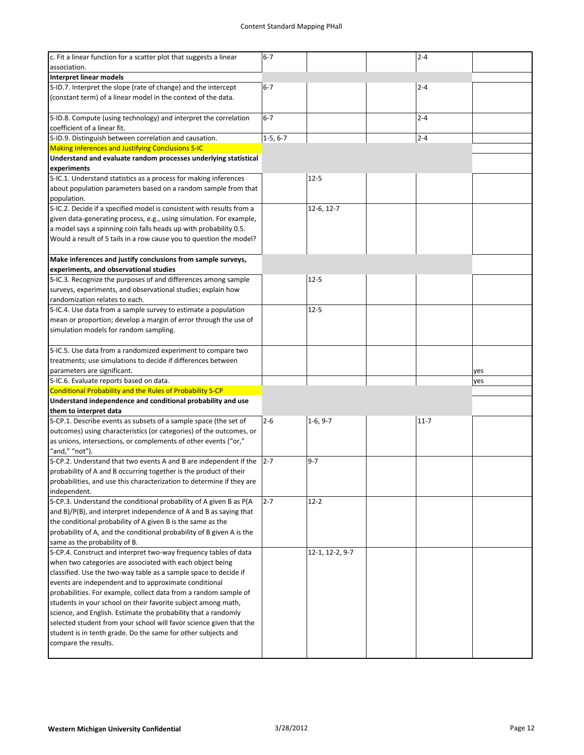| | | | | | |
|---|---|---|---|---|---|
| c. Fit a linear function for a scatter plot that suggests a linear association. | 6-7 | | | 2-4 | |
| **Interpret linear models** | | | | | |
| S-ID.7. Interpret the slope (rate of change) and the intercept (constant term) of a linear model in the context of the data. | 6-7 | | | 2-4 | |
| S-ID.8. Compute (using technology) and interpret the correlation coefficient of a linear fit. | 6-7 | | | 2-4 | |
| S-ID.9. Distinguish between correlation and causation. | 1-5, 6-7 | | | 2-4 | |
| Making Inferences and Justifying Conclusions S-IC | | | | | |
| **Understand and evaluate random processes underlying statistical experiments** | | | | | |
| S-IC.1. Understand statistics as a process for making inferences about population parameters based on a random sample from that population. | | 12-5 | | | |
| S-IC.2. Decide if a specified model is consistent with results from a given data-generating process, e.g., using simulation. For example, a model says a spinning coin falls heads up with probability 0.5. Would a result of 5 tails in a row cause you to question the model? | | 12-6, 12-7 | | | |
| **Make inferences and justify conclusions from sample surveys, experiments, and observational studies** | | | | | |
| S-IC.3. Recognize the purposes of and differences among sample surveys, experiments, and observational studies; explain how randomization relates to each. | | 12-5 | | | |
| S-IC.4. Use data from a sample survey to estimate a population mean or proportion; develop a margin of error through the use of simulation models for random sampling. | | 12-5 | | | |
| S-IC.5. Use data from a randomized experiment to compare two treatments; use simulations to decide if differences between parameters are significant. | | | | | yes |
| S-IC.6. Evaluate reports based on data. | | | | | yes |
| Conditional Probability and the Rules of Probability S-CP | | | | | |
| **Understand independence and conditional probability and use them to interpret data** | | | | | |
| S-CP.1. Describe events as subsets of a sample space (the set of outcomes) using characteristics (or categories) of the outcomes, or as unions, intersections, or complements of other events ("or," "and," "not"). | 2-6 | 1-6, 9-7 | | 11-7 | |
| S-CP.2. Understand that two events A and B are independent if the probability of A and B occurring together is the product of their probabilities, and use this characterization to determine if they are independent. | 2-7 | 9-7 | | | |
| S-CP.3. Understand the conditional probability of A given B as P(A and B)/P(B), and interpret independence of A and B as saying that the conditional probability of A given B is the same as the probability of A, and the conditional probability of B given A is the same as the probability of B. | 2-7 | 12-2 | | | |
| S-CP.4. Construct and interpret two-way frequency tables of data when two categories are associated with each object being classified. Use the two-way table as a sample space to decide if events are independent and to approximate conditional probabilities. For example, collect data from a random sample of students in your school on their favorite subject among math, science, and English. Estimate the probability that a randomly selected student from your school will favor science given that the student is in tenth grade. Do the same for other subjects and compare the results. | | 12-1, 12-2, 9-7 | | | |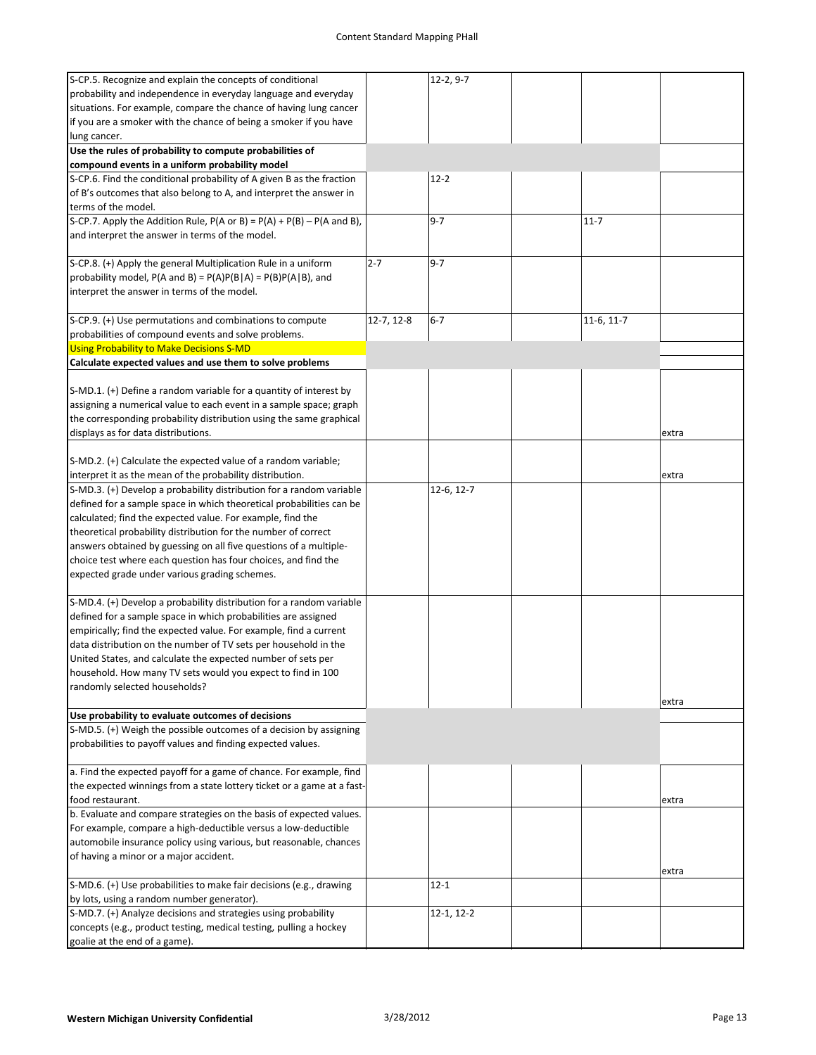| | | | | | |
|---|---|---|---|---|---|
| S-CP.5. Recognize and explain the concepts of conditional probability and independence in everyday language and everyday situations. For example, compare the chance of having lung cancer if you are a smoker with the chance of being a smoker if you have lung cancer. | | 12-2, 9-7 | | | |
| **Use the rules of probability to compute probabilities of compound events in a uniform probability model** | | | | | |
| S-CP.6. Find the conditional probability of A given B as the fraction of B's outcomes that also belong to A, and interpret the answer in terms of the model. | | 12-2 | | | |
| S-CP.7. Apply the Addition Rule, $P(A \text{ or } B) = P(A) + P(B) - P(A \text{ and } B)$, and interpret the answer in terms of the model. | | 9-7 | | 11-7 | |
| S-CP.8. (+) Apply the general Multiplication Rule in a uniform probability model, $P(A \text{ and } B) = P(A)P(B\|A) = P(B)P(A\|B)$, and interpret the answer in terms of the model. | 2-7 | 9-7 | | | |
| S-CP.9. (+) Use permutations and combinations to compute probabilities of compound events and solve problems. | 12-7, 12-8 | 6-7 | | 11-6, 11-7 | |
| Using Probability to Make Decisions S-MD | | | | | |
| **Calculate expected values and use them to solve problems** | | | | | |
| S-MD.1. (+) Define a random variable for a quantity of interest by assigning a numerical value to each event in a sample space; graph the corresponding probability distribution using the same graphical displays as for data distributions. | | | | | extra |
| S-MD.2. (+) Calculate the expected value of a random variable; interpret it as the mean of the probability distribution. | | | | | extra |
| S-MD.3. (+) Develop a probability distribution for a random variable defined for a sample space in which theoretical probabilities can be calculated; find the expected value. For example, find the theoretical probability distribution for the number of correct answers obtained by guessing on all five questions of a multiple-choice test where each question has four choices, and find the expected grade under various grading schemes. | | 12-6, 12-7 | | | |
| S-MD.4. (+) Develop a probability distribution for a random variable defined for a sample space in which probabilities are assigned empirically; find the expected value. For example, find a current data distribution on the number of TV sets per household in the United States, and calculate the expected number of sets per household. How many TV sets would you expect to find in 100 randomly selected households? | | | | | extra |
| **Use probability to evaluate outcomes of decisions** | | | | | |
| S-MD.5. (+) Weigh the possible outcomes of a decision by assigning probabilities to payoff values and finding expected values. | | | | | |
| a. Find the expected payoff for a game of chance. For example, find the expected winnings from a state lottery ticket or a game at a fast-food restaurant. | | | | | extra |
| b. Evaluate and compare strategies on the basis of expected values. For example, compare a high-deductible versus a low-deductible automobile insurance policy using various, but reasonable, chances of having a minor or a major accident. | | | | | extra |
| S-MD.6. (+) Use probabilities to make fair decisions (e.g., drawing by lots, using a random number generator). | | 12-1 | | | |
| S-MD.7. (+) Analyze decisions and strategies using probability concepts (e.g., product testing, medical testing, pulling a hockey goalie at the end of a game). | | 12-1, 12-2 | | | |